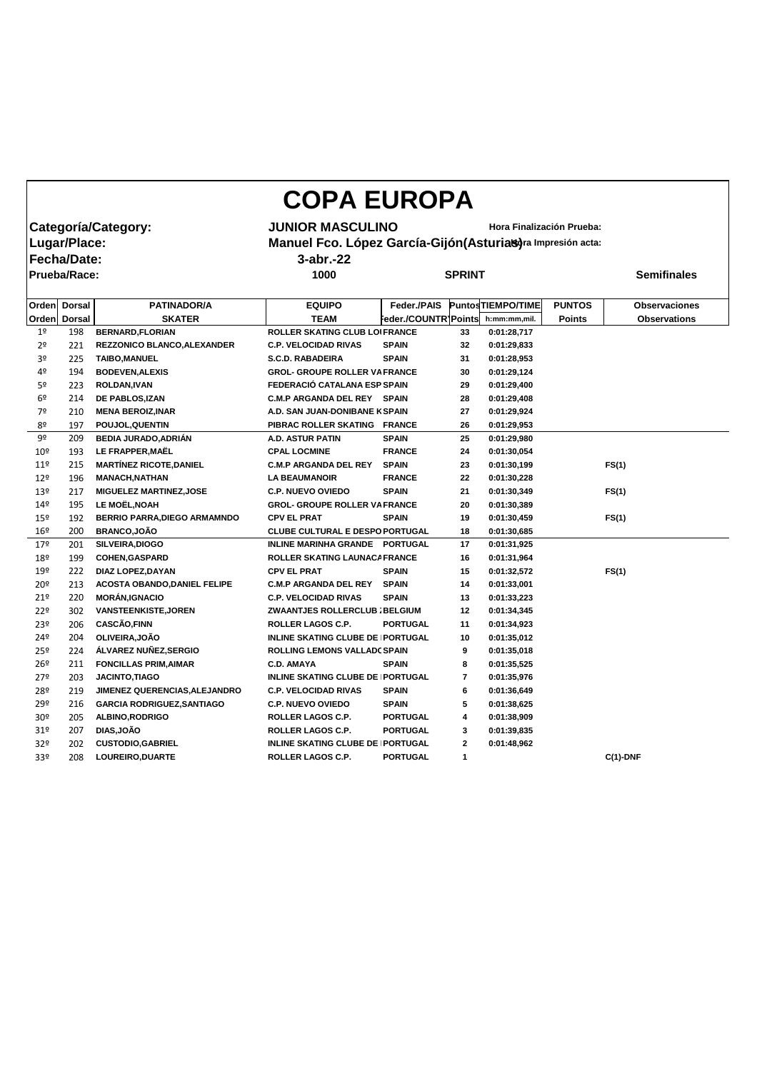# COPA EUROPA

**Categoría/Category:** JUNIOR MASCULINO — **Hora Finalización Prueba:**

**Lugar/Place:** Manuel Fco. López García-Gijón(Asturias) — **Hora Impresión acta:**

**Fecha/Date:** 3-abr.-22

**Prueba/Race:** 1000 — SPRINT — **Semifinales**

| Orden | Dorsal | PATINADOR/A | EQUIPO | Feder./PAIS | Puntos | TIEMPO/TIME | PUNTOS | Observaciones |
|---|---|---|---|---|---|---|---|---|
| Orden | Dorsal | SKATER | TEAM | Feder./COUNTRY | Points | h:mm:mm,mil. | Points | Observations |
| 1º | 198 | BERNARD,FLORIAN | ROLLER SKATING CLUB LOI | FRANCE | 33 | 0:01:28,717 | | |
| 2º | 221 | REZZONICO BLANCO,ALEXANDER | C.P. VELOCIDAD RIVAS | SPAIN | 32 | 0:01:29,833 | | |
| 3º | 225 | TAIBO,MANUEL | S.C.D. RABADEIRA | SPAIN | 31 | 0:01:28,953 | | |
| 4º | 194 | BODEVEN,ALEXIS | GROL- GROUPE ROLLER VA | FRANCE | 30 | 0:01:29,124 | | |
| 5º | 223 | ROLDAN,IVAN | FEDERACIÓ CATALANA ESP | SPAIN | 29 | 0:01:29,400 | | |
| 6º | 214 | DE PABLOS,IZAN | C.M.P ARGANDA DEL REY | SPAIN | 28 | 0:01:29,408 | | |
| 7º | 210 | MENA BEROIZ,INAR | A.D. SAN JUAN-DONIBANE K | SPAIN | 27 | 0:01:29,924 | | |
| 8º | 197 | POUJOL,QUENTIN | PIBRAC ROLLER SKATING | FRANCE | 26 | 0:01:29,953 | | |
| 9º | 209 | BEDIA JURADO,ADRIÁN | A.D. ASTUR PATIN | SPAIN | 25 | 0:01:29,980 | | |
| 10º | 193 | LE FRAPPER,MAËL | CPAL LOCMINE | FRANCE | 24 | 0:01:30,054 | | |
| 11º | 215 | MARTÍNEZ RICOTE,DANIEL | C.M.P ARGANDA DEL REY | SPAIN | 23 | 0:01:30,199 | | FS(1) |
| 12º | 196 | MANACH,NATHAN | LA BEAUMANOIR | FRANCE | 22 | 0:01:30,228 | | |
| 13º | 217 | MIGUELEZ MARTINEZ,JOSE | C.P. NUEVO OVIEDO | SPAIN | 21 | 0:01:30,349 | | FS(1) |
| 14º | 195 | LE MOËL,NOAH | GROL- GROUPE ROLLER VA | FRANCE | 20 | 0:01:30,389 | | |
| 15º | 192 | BERRIO PARRA,DIEGO ARMAMNDO | CPV EL PRAT | SPAIN | 19 | 0:01:30,459 | | FS(1) |
| 16º | 200 | BRANCO,JOÃO | CLUBE CULTURAL E DESPO | PORTUGAL | 18 | 0:01:30,685 | | |
| 17º | 201 | SILVEIRA,DIOGO | INLINE MARINHA GRANDE | PORTUGAL | 17 | 0:01:31,925 | | |
| 18º | 199 | COHEN,GASPARD | ROLLER SKATING LAUNACA | FRANCE | 16 | 0:01:31,964 | | |
| 19º | 222 | DIAZ LOPEZ,DAYAN | CPV EL PRAT | SPAIN | 15 | 0:01:32,572 | | FS(1) |
| 20º | 213 | ACOSTA OBANDO,DANIEL FELIPE | C.M.P ARGANDA DEL REY | SPAIN | 14 | 0:01:33,001 | | |
| 21º | 220 | MORÁN,IGNACIO | C.P. VELOCIDAD RIVAS | SPAIN | 13 | 0:01:33,223 | | |
| 22º | 302 | VANSTEENKISTE,JOREN | ZWAANTJES ROLLERCLUB | BELGIUM | 12 | 0:01:34,345 | | |
| 23º | 206 | CASCÃO,FINN | ROLLER LAGOS C.P. | PORTUGAL | 11 | 0:01:34,923 | | |
| 24º | 204 | OLIVEIRA,JOÃO | INLINE SKATING CLUBE DE | PORTUGAL | 10 | 0:01:35,012 | | |
| 25º | 224 | ÁLVAREZ NUÑEZ,SERGIO | ROLLING LEMONS VALLADO | SPAIN | 9 | 0:01:35,018 | | |
| 26º | 211 | FONCILLAS PRIM,AIMAR | C.D. AMAYA | SPAIN | 8 | 0:01:35,525 | | |
| 27º | 203 | JACINTO,TIAGO | INLINE SKATING CLUBE DE | PORTUGAL | 7 | 0:01:35,976 | | |
| 28º | 219 | JIMENEZ QUERENCIAS,ALEJANDRO | C.P. VELOCIDAD RIVAS | SPAIN | 6 | 0:01:36,649 | | |
| 29º | 216 | GARCIA RODRIGUEZ,SANTIAGO | C.P. NUEVO OVIEDO | SPAIN | 5 | 0:01:38,625 | | |
| 30º | 205 | ALBINO,RODRIGO | ROLLER LAGOS C.P. | PORTUGAL | 4 | 0:01:38,909 | | |
| 31º | 207 | DIAS,JOÃO | ROLLER LAGOS C.P. | PORTUGAL | 3 | 0:01:39,835 | | |
| 32º | 202 | CUSTODIO,GABRIEL | INLINE SKATING CLUBE DE | PORTUGAL | 2 | 0:01:48,962 | | |
| 33º | 208 | LOUREIRO,DUARTE | ROLLER LAGOS C.P. | PORTUGAL | 1 | | | C(1)-DNF |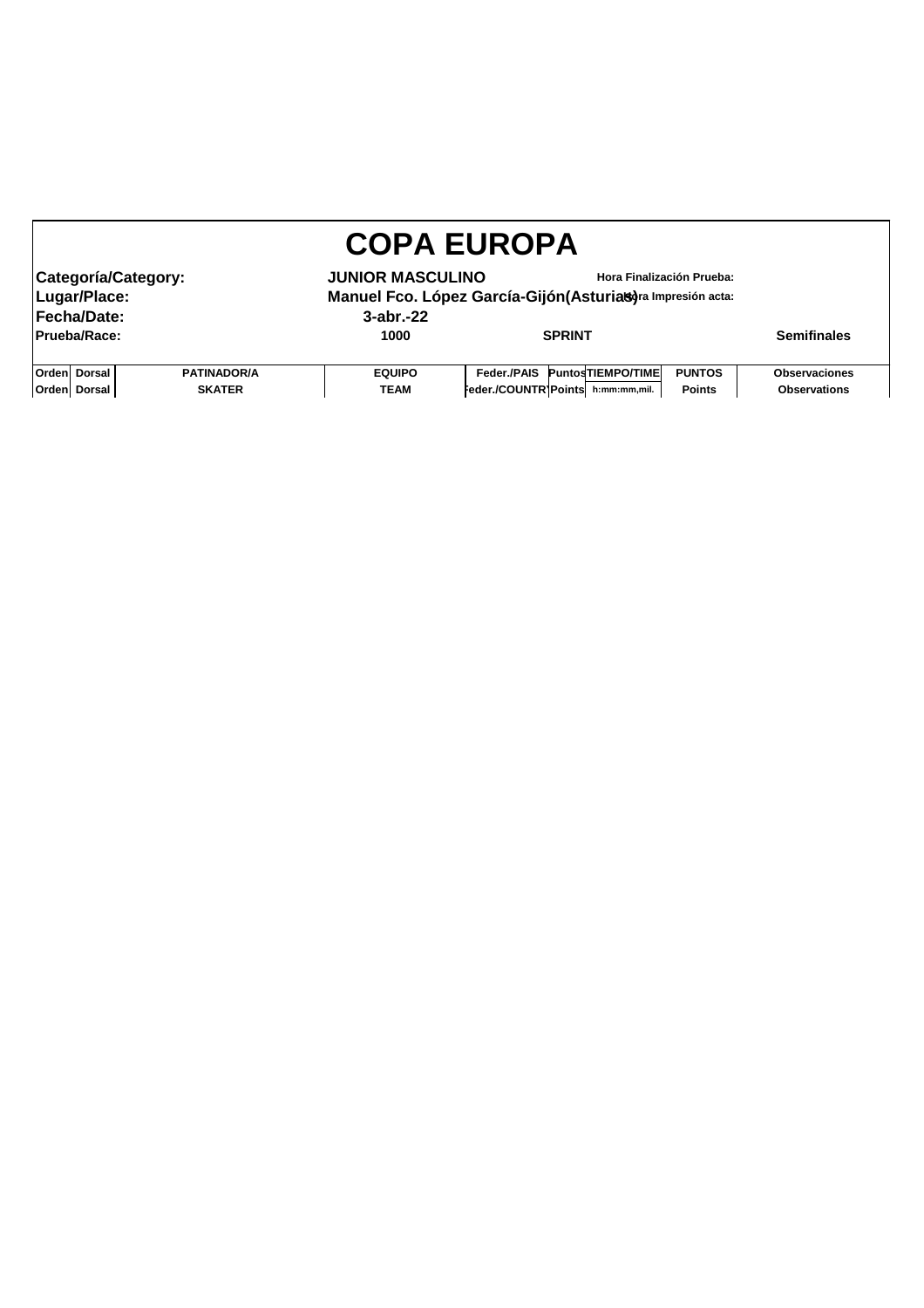# COPA EUROPA

**Categoría/Category:** JUNIOR MASCULINO  **Hora Finalización Prueba:**

**Lugar/Place:** Manuel Fco. López García-Gijón(Asturias)  **Hora Impresión acta:**

**Fecha/Date:** 3-abr.-22

**Prueba/Race:** 1000  SPRINT  Semifinales

| Orden | Dorsal | PATINADOR/A | EQUIPO | Feder./PAIS | Puntos | TIEMPO/TIME | PUNTOS | Observaciones |
|---|---|---|---|---|---|---|---|---|
| Orden | Dorsal | SKATER | TEAM | Feder./COUNTRY | Points | h:mm:mm,mil. | Points | Observations |